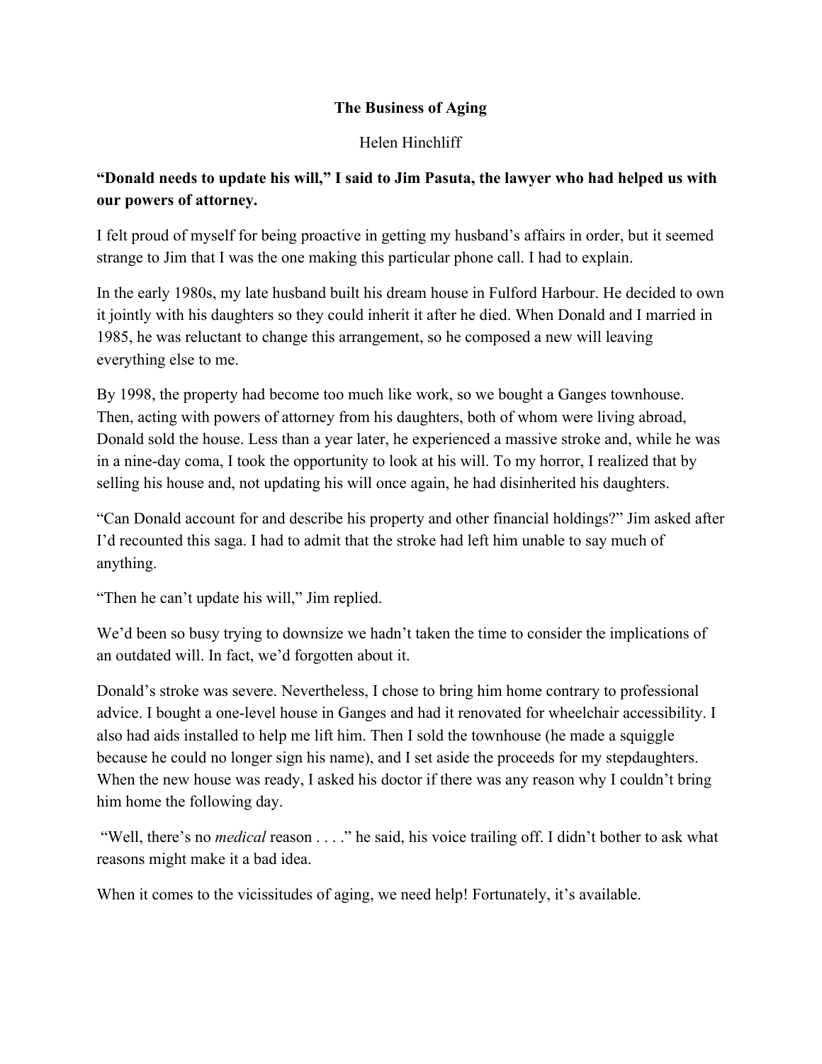# The Business of Aging

Helen Hinchliff

**"Donald needs to update his will," I said to Jim Pasuta, the lawyer who had helped us with our powers of attorney.**

I felt proud of myself for being proactive in getting my husband's affairs in order, but it seemed strange to Jim that I was the one making this particular phone call. I had to explain.

In the early 1980s, my late husband built his dream house in Fulford Harbour. He decided to own it jointly with his daughters so they could inherit it after he died. When Donald and I married in 1985, he was reluctant to change this arrangement, so he composed a new will leaving everything else to me.

By 1998, the property had become too much like work, so we bought a Ganges townhouse. Then, acting with powers of attorney from his daughters, both of whom were living abroad, Donald sold the house. Less than a year later, he experienced a massive stroke and, while he was in a nine-day coma, I took the opportunity to look at his will. To my horror, I realized that by selling his house and, not updating his will once again, he had disinherited his daughters.

"Can Donald account for and describe his property and other financial holdings?" Jim asked after I'd recounted this saga. I had to admit that the stroke had left him unable to say much of anything.

"Then he can't update his will," Jim replied.

We'd been so busy trying to downsize we hadn't taken the time to consider the implications of an outdated will. In fact, we'd forgotten about it.

Donald's stroke was severe. Nevertheless, I chose to bring him home contrary to professional advice. I bought a one-level house in Ganges and had it renovated for wheelchair accessibility. I also had aids installed to help me lift him. Then I sold the townhouse (he made a squiggle because he could no longer sign his name), and I set aside the proceeds for my stepdaughters. When the new house was ready, I asked his doctor if there was any reason why I couldn't bring him home the following day.

"Well, there's no *medical* reason . . . ." he said, his voice trailing off. I didn't bother to ask what reasons might make it a bad idea.

When it comes to the vicissitudes of aging, we need help! Fortunately, it's available.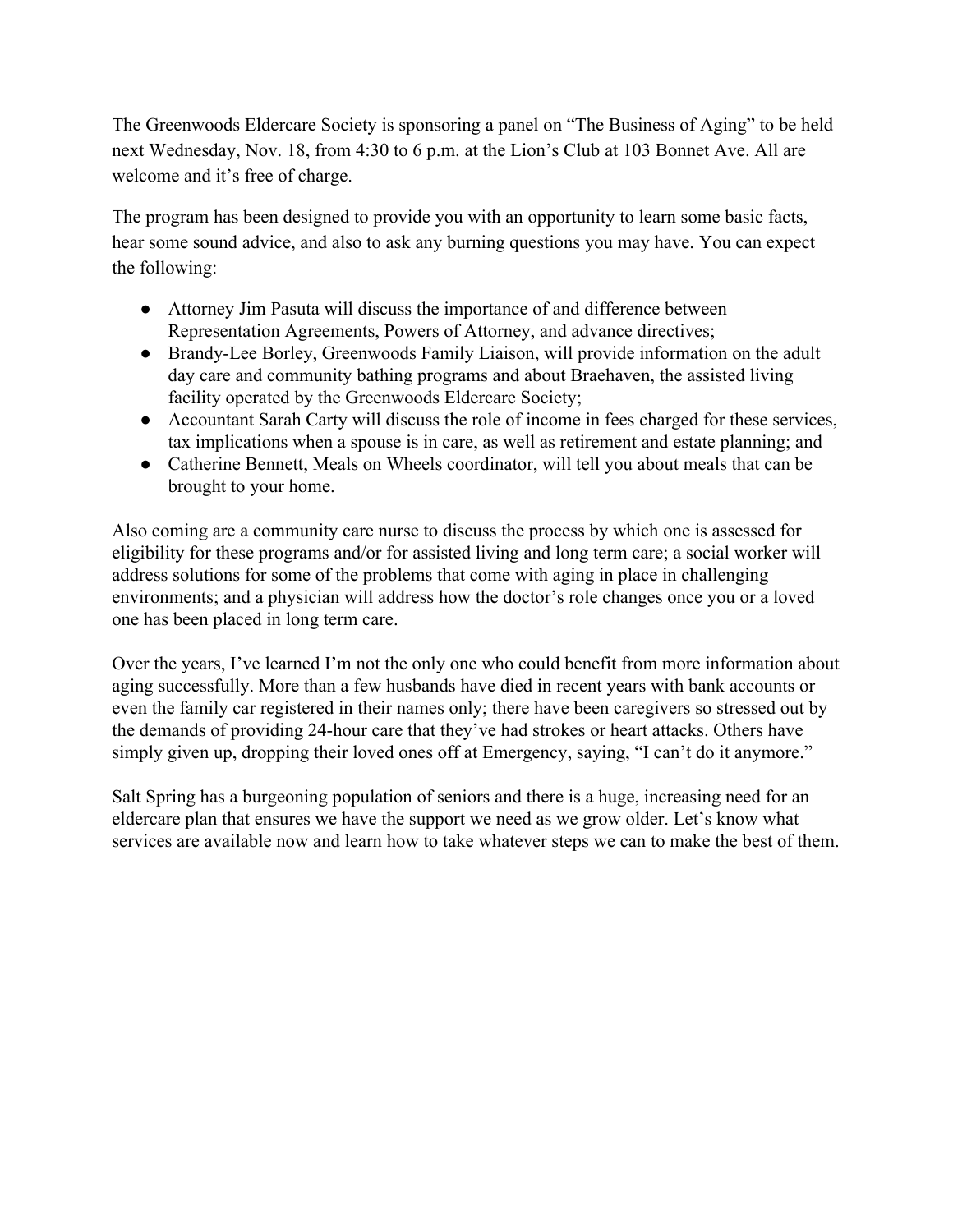The Greenwoods Eldercare Society is sponsoring a panel on "The Business of Aging" to be held next Wednesday, Nov. 18, from 4:30 to 6 p.m. at the Lion's Club at 103 Bonnet Ave. All are welcome and it's free of charge.

The program has been designed to provide you with an opportunity to learn some basic facts, hear some sound advice, and also to ask any burning questions you may have. You can expect the following:

- Attorney Jim Pasuta will discuss the importance of and difference between Representation Agreements, Powers of Attorney, and advance directives;
- Brandy-Lee Borley, Greenwoods Family Liaison, will provide information on the adult day care and community bathing programs and about Braehaven, the assisted living facility operated by the Greenwoods Eldercare Society;
- Accountant Sarah Carty will discuss the role of income in fees charged for these services, tax implications when a spouse is in care, as well as retirement and estate planning; and
- Catherine Bennett, Meals on Wheels coordinator, will tell you about meals that can be brought to your home.

Also coming are a community care nurse to discuss the process by which one is assessed for eligibility for these programs and/or for assisted living and long term care; a social worker will address solutions for some of the problems that come with aging in place in challenging environments; and a physician will address how the doctor's role changes once you or a loved one has been placed in long term care.

Over the years, I've learned I'm not the only one who could benefit from more information about aging successfully. More than a few husbands have died in recent years with bank accounts or even the family car registered in their names only; there have been caregivers so stressed out by the demands of providing 24-hour care that they've had strokes or heart attacks. Others have simply given up, dropping their loved ones off at Emergency, saying, "I can't do it anymore."

Salt Spring has a burgeoning population of seniors and there is a huge, increasing need for an eldercare plan that ensures we have the support we need as we grow older. Let's know what services are available now and learn how to take whatever steps we can to make the best of them.